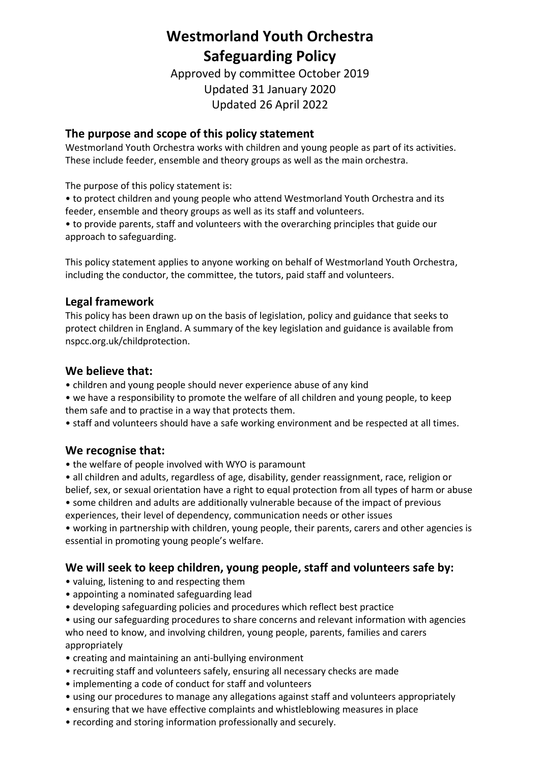# Westmorland Youth Orchestra
# Safeguarding Policy

Approved by committee October 2019
Updated 31 January 2020
Updated 26 April 2022

## The purpose and scope of this policy statement

Westmorland Youth Orchestra works with children and young people as part of its activities. These include feeder, ensemble and theory groups as well as the main orchestra.

The purpose of this policy statement is:

- to protect children and young people who attend Westmorland Youth Orchestra and its feeder, ensemble and theory groups as well as its staff and volunteers.
- to provide parents, staff and volunteers with the overarching principles that guide our approach to safeguarding.

This policy statement applies to anyone working on behalf of Westmorland Youth Orchestra, including the conductor, the committee, the tutors, paid staff and volunteers.

## Legal framework

This policy has been drawn up on the basis of legislation, policy and guidance that seeks to protect children in England. A summary of the key legislation and guidance is available from nspcc.org.uk/childprotection.

## We believe that:

- children and young people should never experience abuse of any kind
- we have a responsibility to promote the welfare of all children and young people, to keep them safe and to practise in a way that protects them.
- staff and volunteers should have a safe working environment and be respected at all times.

## We recognise that:

- the welfare of people involved with WYO is paramount
- all children and adults, regardless of age, disability, gender reassignment, race, religion or belief, sex, or sexual orientation have a right to equal protection from all types of harm or abuse
- some children and adults are additionally vulnerable because of the impact of previous experiences, their level of dependency, communication needs or other issues
- working in partnership with children, young people, their parents, carers and other agencies is essential in promoting young people's welfare.

## We will seek to keep children, young people, staff and volunteers safe by:

- valuing, listening to and respecting them
- appointing a nominated safeguarding lead
- developing safeguarding policies and procedures which reflect best practice
- using our safeguarding procedures to share concerns and relevant information with agencies who need to know, and involving children, young people, parents, families and carers appropriately
- creating and maintaining an anti-bullying environment
- recruiting staff and volunteers safely, ensuring all necessary checks are made
- implementing a code of conduct for staff and volunteers
- using our procedures to manage any allegations against staff and volunteers appropriately
- ensuring that we have effective complaints and whistleblowing measures in place
- recording and storing information professionally and securely.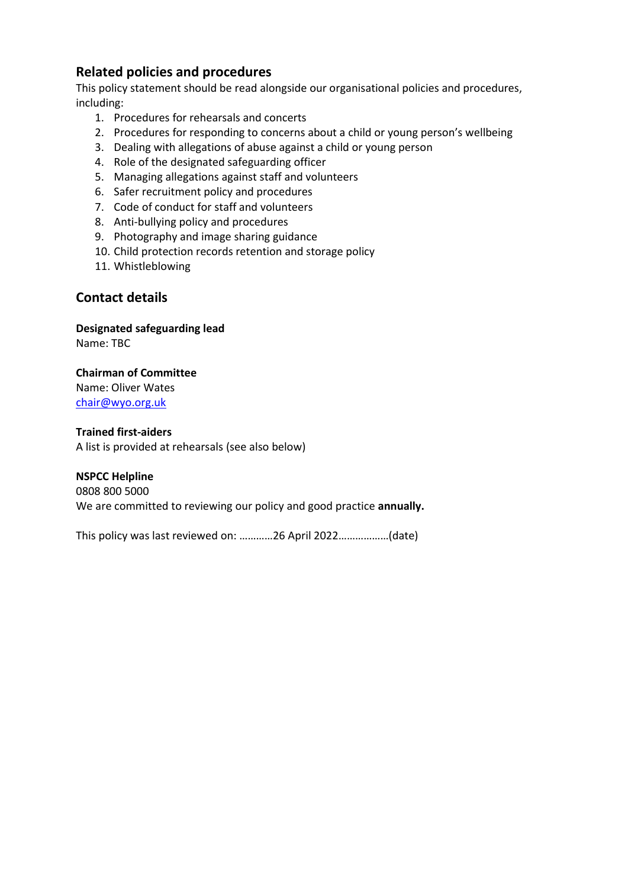## Related policies and procedures

This policy statement should be read alongside our organisational policies and procedures, including:

1. Procedures for rehearsals and concerts
2. Procedures for responding to concerns about a child or young person's wellbeing
3. Dealing with allegations of abuse against a child or young person
4. Role of the designated safeguarding officer
5. Managing allegations against staff and volunteers
6. Safer recruitment policy and procedures
7. Code of conduct for staff and volunteers
8. Anti-bullying policy and procedures
9. Photography and image sharing guidance
10. Child protection records retention and storage policy
11. Whistleblowing

## Contact details

**Designated safeguarding lead**
Name: TBC

**Chairman of Committee**
Name: Oliver Wates
chair@wyo.org.uk

**Trained first-aiders**
A list is provided at rehearsals (see also below)

**NSPCC Helpline**
0808 800 5000
We are committed to reviewing our policy and good practice **annually.**

This policy was last reviewed on: …………26 April 2022………………(date)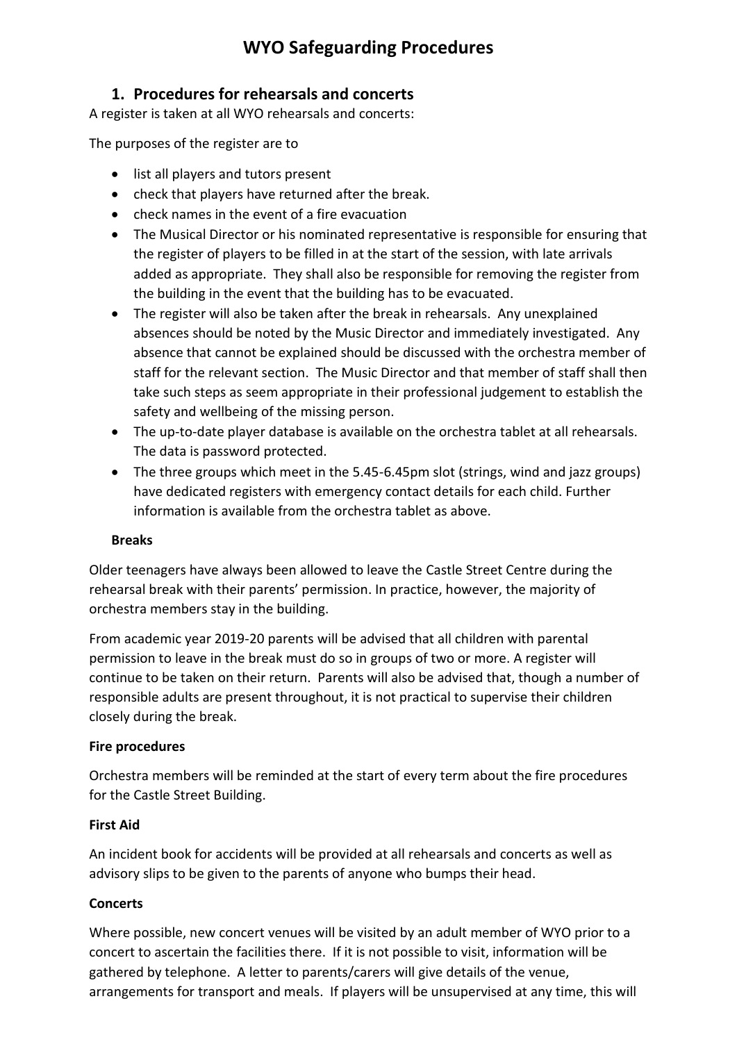# WYO Safeguarding Procedures

## 1. Procedures for rehearsals and concerts

A register is taken at all WYO rehearsals and concerts:

The purposes of the register are to

- list all players and tutors present
- check that players have returned after the break.
- check names in the event of a fire evacuation
- The Musical Director or his nominated representative is responsible for ensuring that the register of players to be filled in at the start of the session, with late arrivals added as appropriate. They shall also be responsible for removing the register from the building in the event that the building has to be evacuated.
- The register will also be taken after the break in rehearsals. Any unexplained absences should be noted by the Music Director and immediately investigated. Any absence that cannot be explained should be discussed with the orchestra member of staff for the relevant section. The Music Director and that member of staff shall then take such steps as seem appropriate in their professional judgement to establish the safety and wellbeing of the missing person.
- The up-to-date player database is available on the orchestra tablet at all rehearsals. The data is password protected.
- The three groups which meet in the 5.45-6.45pm slot (strings, wind and jazz groups) have dedicated registers with emergency contact details for each child. Further information is available from the orchestra tablet as above.

**Breaks**

Older teenagers have always been allowed to leave the Castle Street Centre during the rehearsal break with their parents' permission. In practice, however, the majority of orchestra members stay in the building.

From academic year 2019-20 parents will be advised that all children with parental permission to leave in the break must do so in groups of two or more. A register will continue to be taken on their return. Parents will also be advised that, though a number of responsible adults are present throughout, it is not practical to supervise their children closely during the break.

**Fire procedures**

Orchestra members will be reminded at the start of every term about the fire procedures for the Castle Street Building.

**First Aid**

An incident book for accidents will be provided at all rehearsals and concerts as well as advisory slips to be given to the parents of anyone who bumps their head.

**Concerts**

Where possible, new concert venues will be visited by an adult member of WYO prior to a concert to ascertain the facilities there. If it is not possible to visit, information will be gathered by telephone. A letter to parents/carers will give details of the venue, arrangements for transport and meals. If players will be unsupervised at any time, this will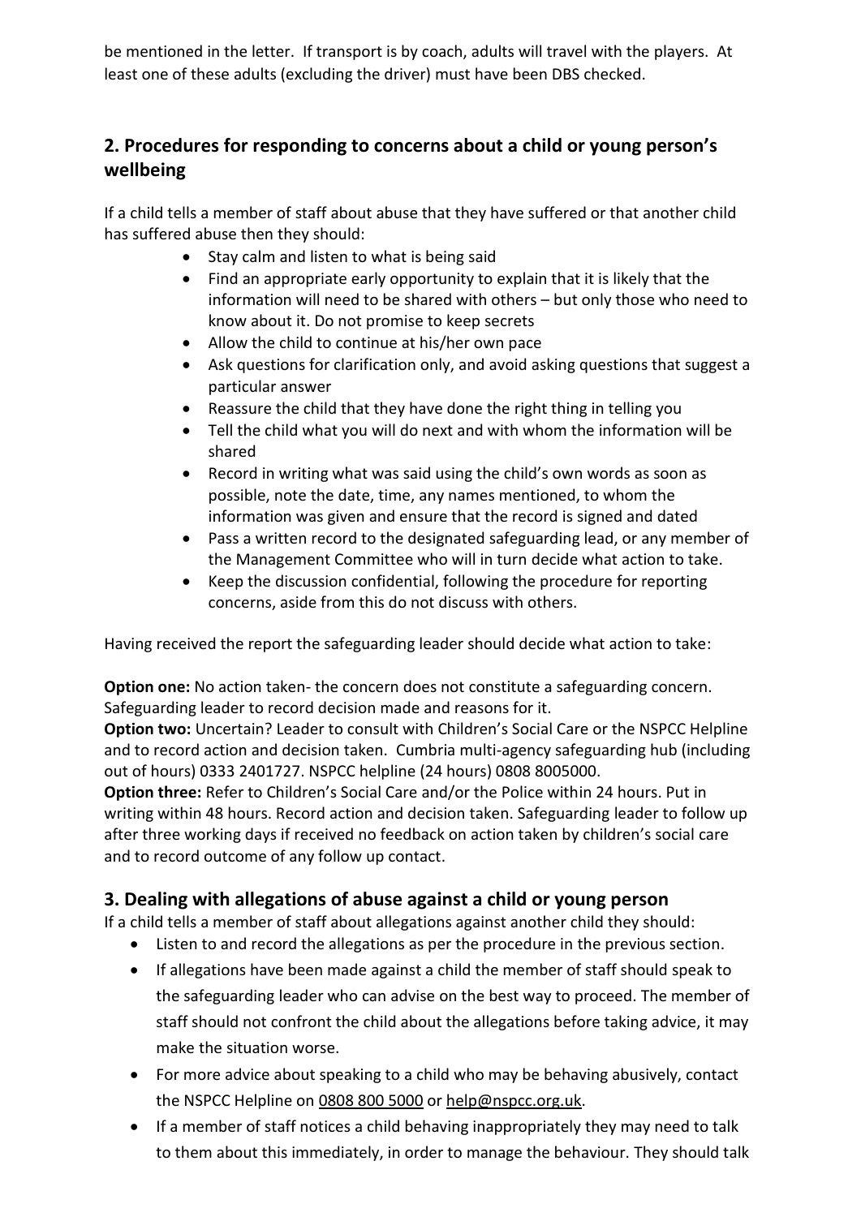be mentioned in the letter. If transport is by coach, adults will travel with the players. At least one of these adults (excluding the driver) must have been DBS checked.

## 2. Procedures for responding to concerns about a child or young person's wellbeing

If a child tells a member of staff about abuse that they have suffered or that another child has suffered abuse then they should:

- Stay calm and listen to what is being said
- Find an appropriate early opportunity to explain that it is likely that the information will need to be shared with others – but only those who need to know about it. Do not promise to keep secrets
- Allow the child to continue at his/her own pace
- Ask questions for clarification only, and avoid asking questions that suggest a particular answer
- Reassure the child that they have done the right thing in telling you
- Tell the child what you will do next and with whom the information will be shared
- Record in writing what was said using the child's own words as soon as possible, note the date, time, any names mentioned, to whom the information was given and ensure that the record is signed and dated
- Pass a written record to the designated safeguarding lead, or any member of the Management Committee who will in turn decide what action to take.
- Keep the discussion confidential, following the procedure for reporting concerns, aside from this do not discuss with others.

Having received the report the safeguarding leader should decide what action to take:

**Option one:** No action taken- the concern does not constitute a safeguarding concern. Safeguarding leader to record decision made and reasons for it.
**Option two:** Uncertain? Leader to consult with Children's Social Care or the NSPCC Helpline and to record action and decision taken. Cumbria multi-agency safeguarding hub (including out of hours) 0333 2401727. NSPCC helpline (24 hours) 0808 8005000.
**Option three:** Refer to Children's Social Care and/or the Police within 24 hours. Put in writing within 48 hours. Record action and decision taken. Safeguarding leader to follow up after three working days if received no feedback on action taken by children's social care and to record outcome of any follow up contact.

## 3. Dealing with allegations of abuse against a child or young person

If a child tells a member of staff about allegations against another child they should:

- Listen to and record the allegations as per the procedure in the previous section.
- If allegations have been made against a child the member of staff should speak to the safeguarding leader who can advise on the best way to proceed. The member of staff should not confront the child about the allegations before taking advice, it may make the situation worse.
- For more advice about speaking to a child who may be behaving abusively, contact the NSPCC Helpline on 0808 800 5000 or help@nspcc.org.uk.
- If a member of staff notices a child behaving inappropriately they may need to talk to them about this immediately, in order to manage the behaviour. They should talk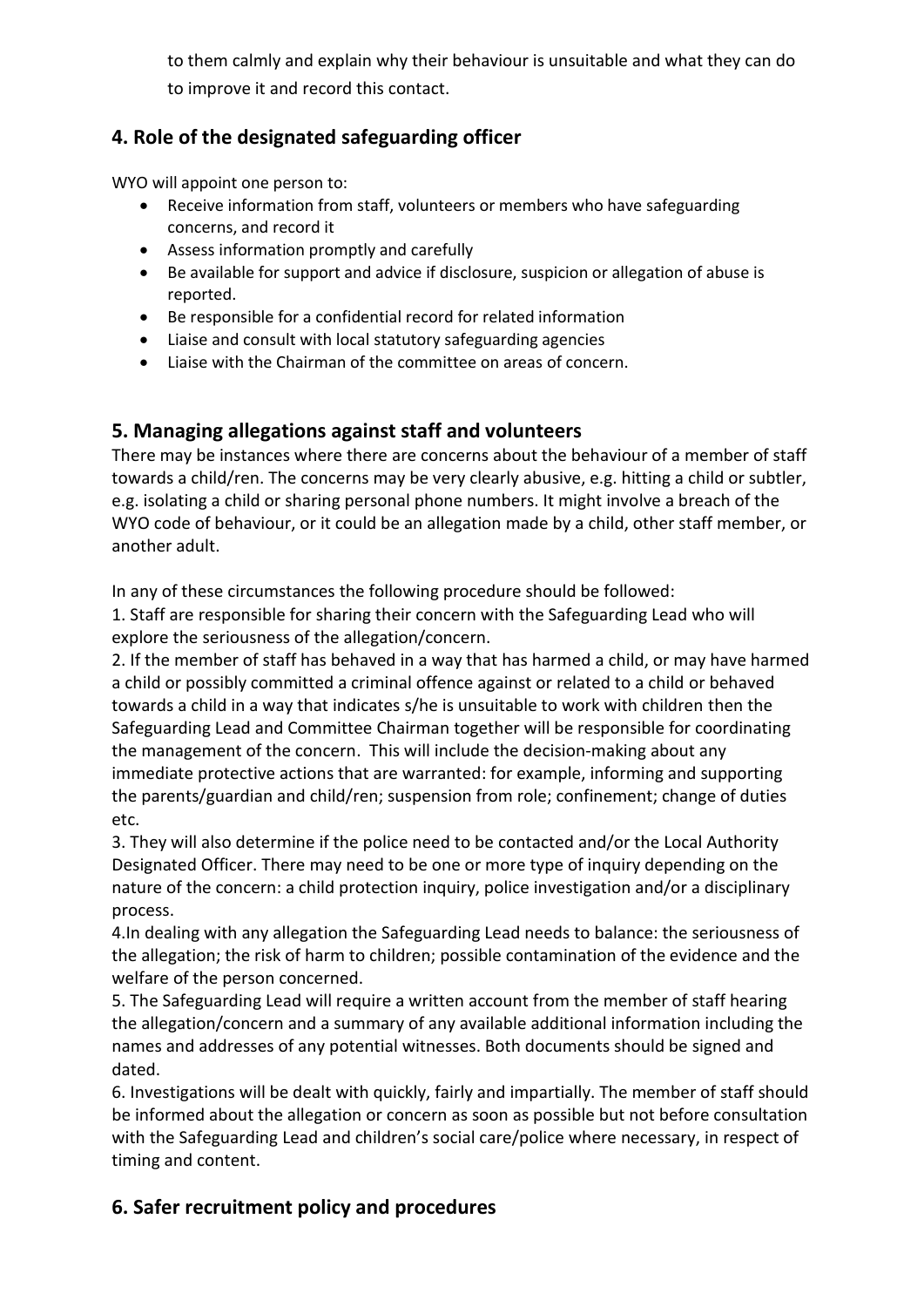to them calmly and explain why their behaviour is unsuitable and what they can do to improve it and record this contact.

## 4. Role of the designated safeguarding officer

WYO will appoint one person to:

- Receive information from staff, volunteers or members who have safeguarding concerns, and record it
- Assess information promptly and carefully
- Be available for support and advice if disclosure, suspicion or allegation of abuse is reported.
- Be responsible for a confidential record for related information
- Liaise and consult with local statutory safeguarding agencies
- Liaise with the Chairman of the committee on areas of concern.

## 5. Managing allegations against staff and volunteers

There may be instances where there are concerns about the behaviour of a member of staff towards a child/ren. The concerns may be very clearly abusive, e.g. hitting a child or subtler, e.g. isolating a child or sharing personal phone numbers. It might involve a breach of the WYO code of behaviour, or it could be an allegation made by a child, other staff member, or another adult.

In any of these circumstances the following procedure should be followed:

1. Staff are responsible for sharing their concern with the Safeguarding Lead who will explore the seriousness of the allegation/concern.
2. If the member of staff has behaved in a way that has harmed a child, or may have harmed a child or possibly committed a criminal offence against or related to a child or behaved towards a child in a way that indicates s/he is unsuitable to work with children then the Safeguarding Lead and Committee Chairman together will be responsible for coordinating the management of the concern. This will include the decision-making about any immediate protective actions that are warranted: for example, informing and supporting the parents/guardian and child/ren; suspension from role; confinement; change of duties etc.
3. They will also determine if the police need to be contacted and/or the Local Authority Designated Officer. There may need to be one or more type of inquiry depending on the nature of the concern: a child protection inquiry, police investigation and/or a disciplinary process.
4. In dealing with any allegation the Safeguarding Lead needs to balance: the seriousness of the allegation; the risk of harm to children; possible contamination of the evidence and the welfare of the person concerned.
5. The Safeguarding Lead will require a written account from the member of staff hearing the allegation/concern and a summary of any available additional information including the names and addresses of any potential witnesses. Both documents should be signed and dated.
6. Investigations will be dealt with quickly, fairly and impartially. The member of staff should be informed about the allegation or concern as soon as possible but not before consultation with the Safeguarding Lead and children's social care/police where necessary, in respect of timing and content.

## 6. Safer recruitment policy and procedures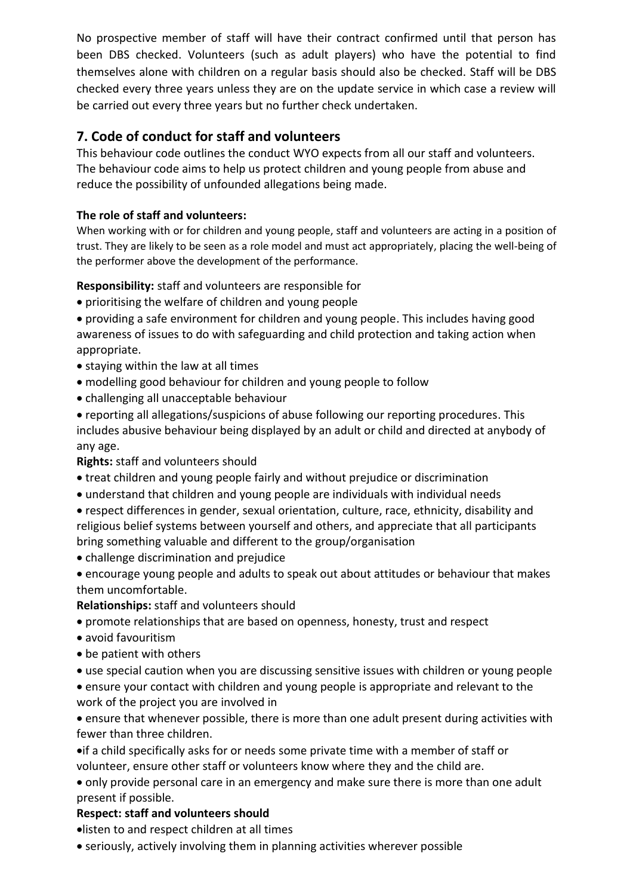No prospective member of staff will have their contract confirmed until that person has been DBS checked. Volunteers (such as adult players) who have the potential to find themselves alone with children on a regular basis should also be checked. Staff will be DBS checked every three years unless they are on the update service in which case a review will be carried out every three years but no further check undertaken.

## 7. Code of conduct for staff and volunteers

This behaviour code outlines the conduct WYO expects from all our staff and volunteers. The behaviour code aims to help us protect children and young people from abuse and reduce the possibility of unfounded allegations being made.

**The role of staff and volunteers:**

When working with or for children and young people, staff and volunteers are acting in a position of trust. They are likely to be seen as a role model and must act appropriately, placing the well-being of the performer above the development of the performance.

**Responsibility:** staff and volunteers are responsible for

- prioritising the welfare of children and young people
- providing a safe environment for children and young people. This includes having good awareness of issues to do with safeguarding and child protection and taking action when appropriate.
- staying within the law at all times
- modelling good behaviour for children and young people to follow
- challenging all unacceptable behaviour
- reporting all allegations/suspicions of abuse following our reporting procedures. This includes abusive behaviour being displayed by an adult or child and directed at anybody of any age.

**Rights:** staff and volunteers should

- treat children and young people fairly and without prejudice or discrimination
- understand that children and young people are individuals with individual needs
- respect differences in gender, sexual orientation, culture, race, ethnicity, disability and religious belief systems between yourself and others, and appreciate that all participants bring something valuable and different to the group/organisation
- challenge discrimination and prejudice
- encourage young people and adults to speak out about attitudes or behaviour that makes them uncomfortable.

**Relationships:** staff and volunteers should

- promote relationships that are based on openness, honesty, trust and respect
- avoid favouritism
- be patient with others
- use special caution when you are discussing sensitive issues with children or young people
- ensure your contact with children and young people is appropriate and relevant to the work of the project you are involved in
- ensure that whenever possible, there is more than one adult present during activities with fewer than three children.
- if a child specifically asks for or needs some private time with a member of staff or volunteer, ensure other staff or volunteers know where they and the child are.
- only provide personal care in an emergency and make sure there is more than one adult present if possible.

**Respect: staff and volunteers should**

- listen to and respect children at all times
- seriously, actively involving them in planning activities wherever possible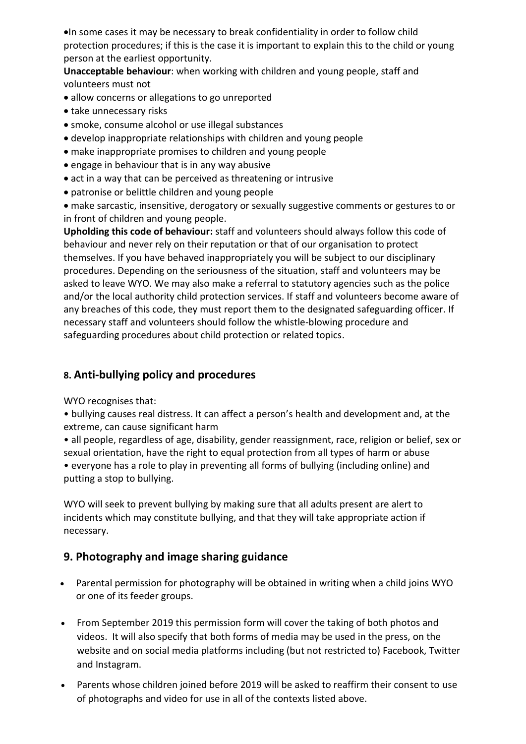- In some cases it may be necessary to break confidentiality in order to follow child protection procedures; if this is the case it is important to explain this to the child or young person at the earliest opportunity.

**Unacceptable behaviour**: when working with children and young people, staff and volunteers must not

- allow concerns or allegations to go unreported
- take unnecessary risks
- smoke, consume alcohol or use illegal substances
- develop inappropriate relationships with children and young people
- make inappropriate promises to children and young people
- engage in behaviour that is in any way abusive
- act in a way that can be perceived as threatening or intrusive
- patronise or belittle children and young people
- make sarcastic, insensitive, derogatory or sexually suggestive comments or gestures to or in front of children and young people.

**Upholding this code of behaviour:** staff and volunteers should always follow this code of behaviour and never rely on their reputation or that of our organisation to protect themselves. If you have behaved inappropriately you will be subject to our disciplinary procedures. Depending on the seriousness of the situation, staff and volunteers may be asked to leave WYO. We may also make a referral to statutory agencies such as the police and/or the local authority child protection services. If staff and volunteers become aware of any breaches of this code, they must report them to the designated safeguarding officer. If necessary staff and volunteers should follow the whistle-blowing procedure and safeguarding procedures about child protection or related topics.

## 8. Anti-bullying policy and procedures

WYO recognises that:

- bullying causes real distress. It can affect a person's health and development and, at the extreme, can cause significant harm
- all people, regardless of age, disability, gender reassignment, race, religion or belief, sex or sexual orientation, have the right to equal protection from all types of harm or abuse
- everyone has a role to play in preventing all forms of bullying (including online) and putting a stop to bullying.

WYO will seek to prevent bullying by making sure that all adults present are alert to incidents which may constitute bullying, and that they will take appropriate action if necessary.

## 9. Photography and image sharing guidance

- Parental permission for photography will be obtained in writing when a child joins WYO or one of its feeder groups.
- From September 2019 this permission form will cover the taking of both photos and videos. It will also specify that both forms of media may be used in the press, on the website and on social media platforms including (but not restricted to) Facebook, Twitter and Instagram.
- Parents whose children joined before 2019 will be asked to reaffirm their consent to use of photographs and video for use in all of the contexts listed above.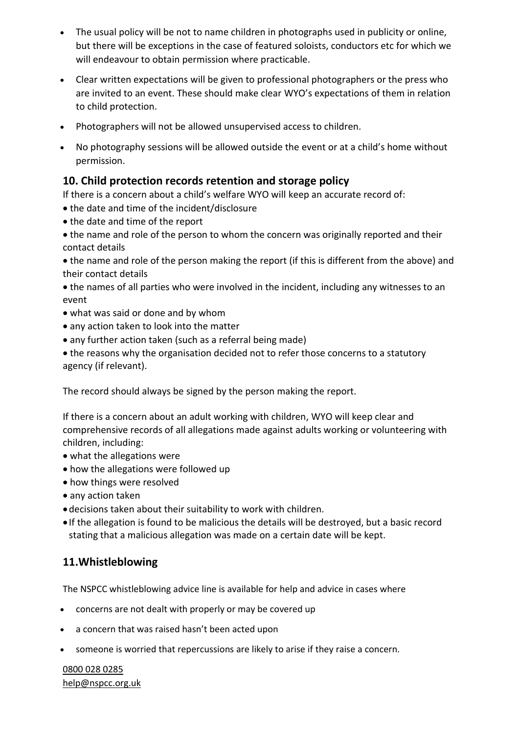- The usual policy will be not to name children in photographs used in publicity or online, but there will be exceptions in the case of featured soloists, conductors etc for which we will endeavour to obtain permission where practicable.
- Clear written expectations will be given to professional photographers or the press who are invited to an event. These should make clear WYO's expectations of them in relation to child protection.
- Photographers will not be allowed unsupervised access to children.
- No photography sessions will be allowed outside the event or at a child's home without permission.

## 10. Child protection records retention and storage policy

If there is a concern about a child's welfare WYO will keep an accurate record of:

- the date and time of the incident/disclosure
- the date and time of the report
- the name and role of the person to whom the concern was originally reported and their contact details
- the name and role of the person making the report (if this is different from the above) and their contact details
- the names of all parties who were involved in the incident, including any witnesses to an event
- what was said or done and by whom
- any action taken to look into the matter
- any further action taken (such as a referral being made)
- the reasons why the organisation decided not to refer those concerns to a statutory agency (if relevant).

The record should always be signed by the person making the report.

If there is a concern about an adult working with children, WYO will keep clear and comprehensive records of all allegations made against adults working or volunteering with children, including:

- what the allegations were
- how the allegations were followed up
- how things were resolved
- any action taken
- decisions taken about their suitability to work with children.
- If the allegation is found to be malicious the details will be destroyed, but a basic record stating that a malicious allegation was made on a certain date will be kept.

## 11.Whistleblowing

The NSPCC whistleblowing advice line is available for help and advice in cases where

- concerns are not dealt with properly or may be covered up
- a concern that was raised hasn't been acted upon
- someone is worried that repercussions are likely to arise if they raise a concern.

0800 028 0285
help@nspcc.org.uk